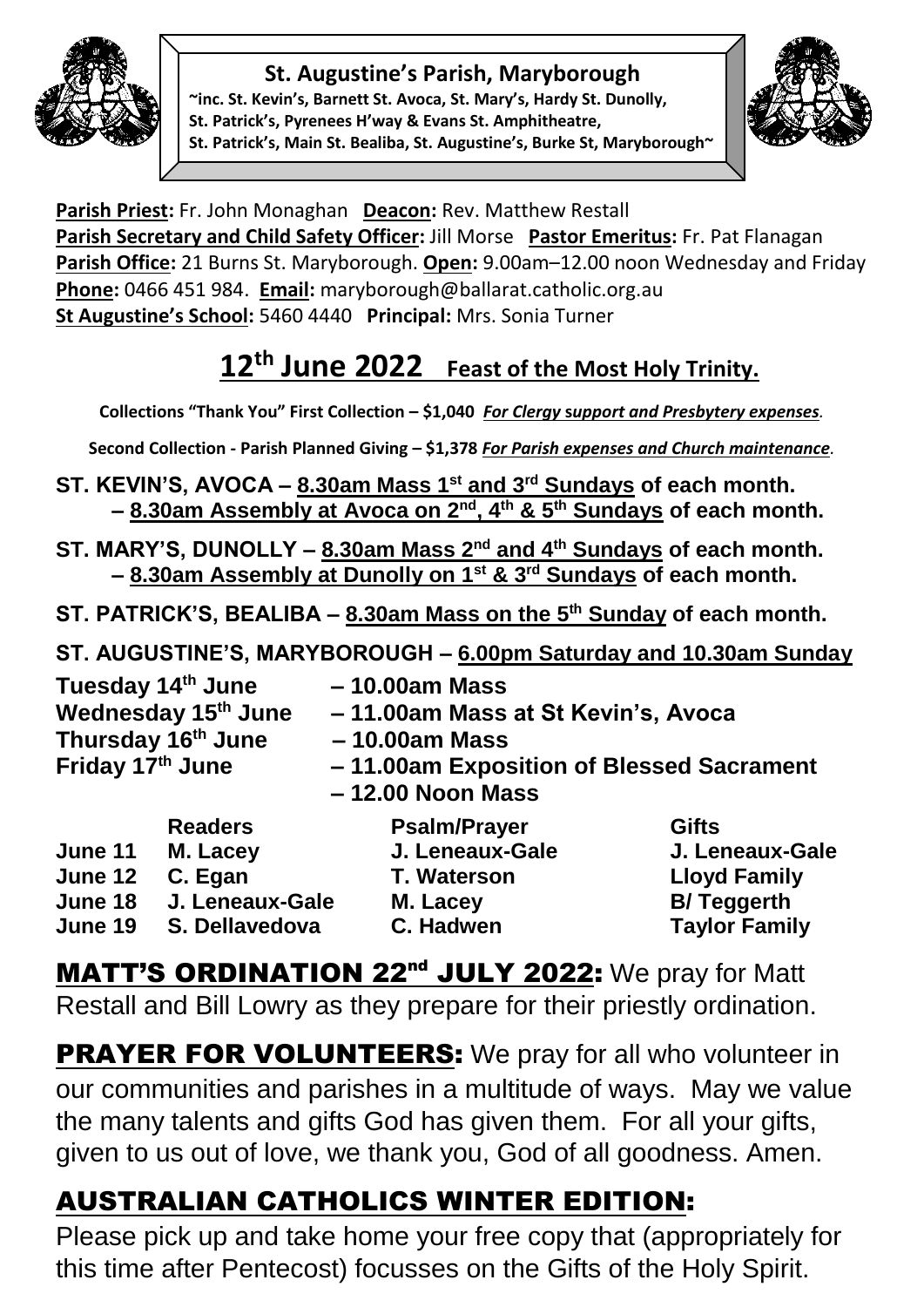# St. Augustine's Parish, Maryborough

~inc. St. Kevin's, Barnett St. Avoca, St. Mary's, Hardy St. Dunolly, St. Patrick's, Pyrenees H'way & Evans St. Amphitheatre, St. Patrick's, Main St. Bealiba, St. Augustine's, Burke St, Maryborough~

**Parish Priest:** Fr. John Monaghan **Deacon:** Rev. Matthew Restall
**Parish Secretary and Child Safety Officer:** Jill Morse **Pastor Emeritus:** Fr. Pat Flanagan
**Parish Office:** 21 Burns St. Maryborough. **Open:** 9.00am–12.00 noon Wednesday and Friday
**Phone:** 0466 451 984. **Email:** maryborough@ballarat.catholic.org.au
**St Augustine's School:** 5460 4440 **Principal:** Mrs. Sonia Turner

## 12th June 2022 Feast of the Most Holy Trinity.

**Collections "Thank You" First Collection – $1,040** ***For Clergy support and Presbytery expenses.***

**Second Collection - Parish Planned Giving – $1,378** ***For Parish expenses and Church maintenance.***

**ST. KEVIN'S, AVOCA – 8.30am Mass 1st and 3rd Sundays of each month. – 8.30am Assembly at Avoca on 2nd, 4th & 5th Sundays of each month.**

**ST. MARY'S, DUNOLLY – 8.30am Mass 2nd and 4th Sundays of each month. – 8.30am Assembly at Dunolly on 1st & 3rd Sundays of each month.**

**ST. PATRICK'S, BEALIBA – 8.30am Mass on the 5th Sunday of each month.**

**ST. AUGUSTINE'S, MARYBOROUGH – 6.00pm Saturday and 10.30am Sunday**

**Tuesday 14th June – 10.00am Mass**
**Wednesday 15th June – 11.00am Mass at St Kevin's, Avoca**
**Thursday 16th June – 10.00am Mass**
**Friday 17th June – 11.00am Exposition of Blessed Sacrament**
**– 12.00 Noon Mass**

| | Readers | Psalm/Prayer | Gifts |
|---|---|---|---|
| June 11 | M. Lacey | J. Leneaux-Gale | J. Leneaux-Gale |
| June 12 | C. Egan | T. Waterson | Lloyd Family |
| June 18 | J. Leneaux-Gale | M. Lacey | B/ Teggerth |
| June 19 | S. Dellavedova | C. Hadwen | Taylor Family |

**MATT'S ORDINATION 22nd JULY 2022:** We pray for Matt Restall and Bill Lowry as they prepare for their priestly ordination.

**PRAYER FOR VOLUNTEERS:** We pray for all who volunteer in our communities and parishes in a multitude of ways. May we value the many talents and gifts God has given them. For all your gifts, given to us out of love, we thank you, God of all goodness. Amen.

## AUSTRALIAN CATHOLICS WINTER EDITION:

Please pick up and take home your free copy that (appropriately for this time after Pentecost) focusses on the Gifts of the Holy Spirit.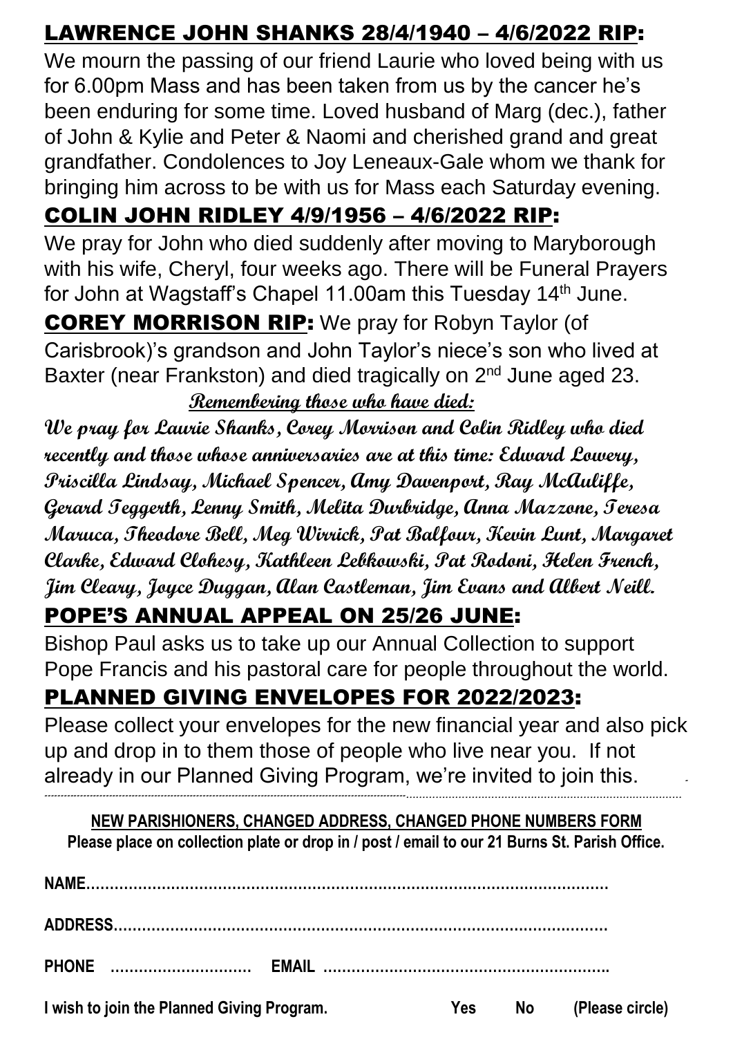## LAWRENCE JOHN SHANKS 28/4/1940 – 4/6/2022 RIP:

We mourn the passing of our friend Laurie who loved being with us for 6.00pm Mass and has been taken from us by the cancer he's been enduring for some time. Loved husband of Marg (dec.), father of John & Kylie and Peter & Naomi and cherished grand and great grandfather. Condolences to Joy Leneaux-Gale whom we thank for bringing him across to be with us for Mass each Saturday evening.

## COLIN JOHN RIDLEY 4/9/1956 – 4/6/2022 RIP:

We pray for John who died suddenly after moving to Maryborough with his wife, Cheryl, four weeks ago. There will be Funeral Prayers for John at Wagstaff's Chapel 11.00am this Tuesday 14th June.

**COREY MORRISON RIP:** We pray for Robyn Taylor (of Carisbrook)'s grandson and John Taylor's niece's son who lived at Baxter (near Frankston) and died tragically on 2nd June aged 23.

***Remembering those who have died:***

***We pray for Laurie Shanks, Corey Morrison and Colin Ridley who died recently and those whose anniversaries are at this time: Edward Lowery, Priscilla Lindsay, Michael Spencer, Amy Davenport, Ray McAuliffe, Gerard Teggerth, Lenny Smith, Melita Durbridge, Anna Mazzone, Teresa Maruca, Theodore Bell, Meg Wirrick, Pat Balfour, Kevin Lunt, Margaret Clarke, Edward Clohesy, Kathleen Lebkowski, Pat Rodoni, Helen French, Jim Cleary, Joyce Duggan, Alan Castleman, Jim Evans and Albert Neill.***

## POPE'S ANNUAL APPEAL ON 25/26 JUNE:

Bishop Paul asks us to take up our Annual Collection to support Pope Francis and his pastoral care for people throughout the world.

## PLANNED GIVING ENVELOPES FOR 2022/2023:

Please collect your envelopes for the new financial year and also pick up and drop in to them those of people who live near you. If not already in our Planned Giving Program, we're invited to join this.

---

**NEW PARISHIONERS, CHANGED ADDRESS, CHANGED PHONE NUMBERS FORM**

**Please place on collection plate or drop in / post / email to our 21 Burns St. Parish Office.**

**NAME……………………………………………………………………………………**

**ADDRESS………………………………………………………………………………**

**PHONE ………………………… EMAIL ……………………………………………….**

**I wish to join the Planned Giving Program. Yes No (Please circle)**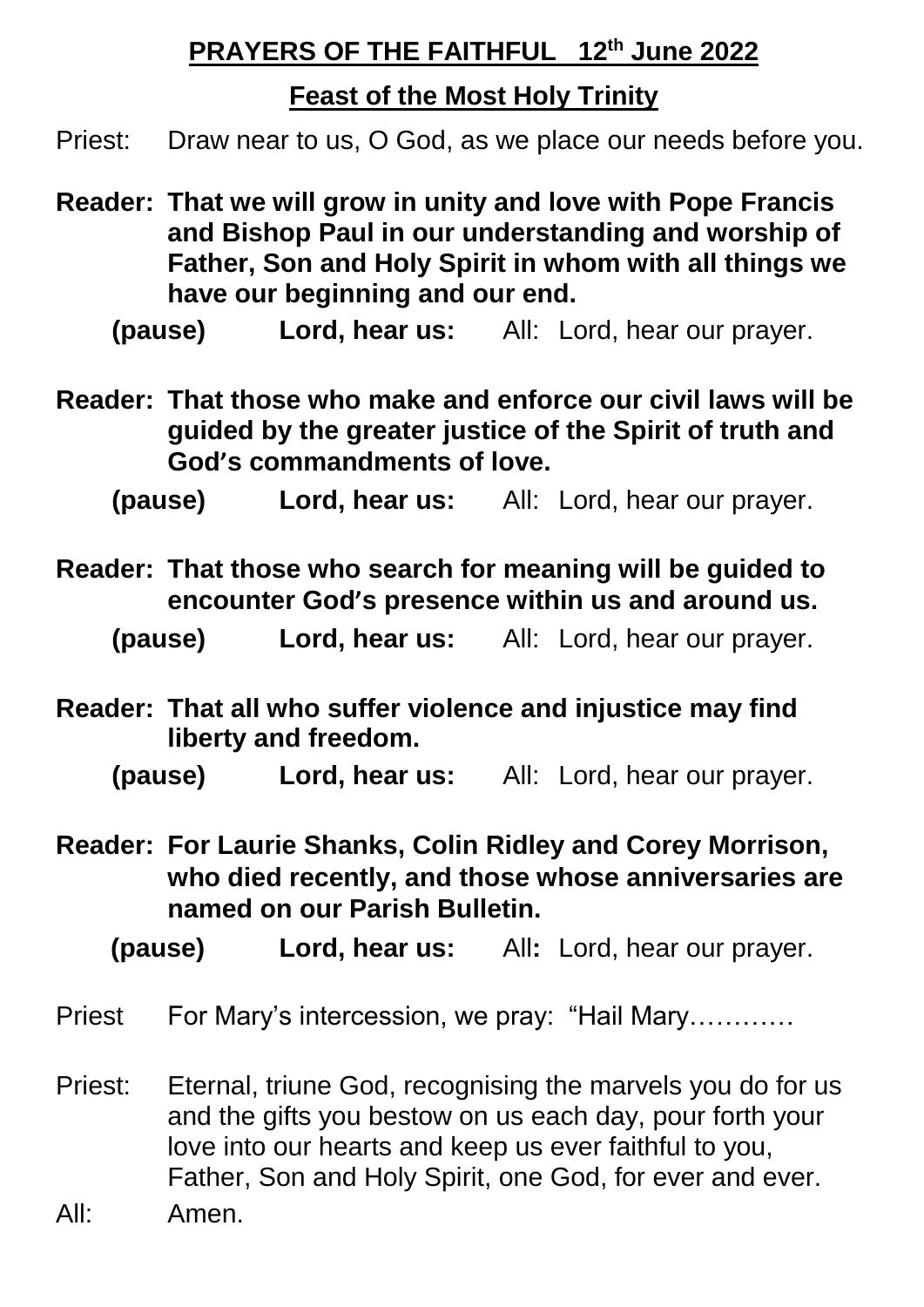## **PRAYERS OF THE FAITHFUL 12th June 2022**

## **Feast of the Most Holy Trinity**

Priest: Draw near to us, O God, as we place our needs before you.

**Reader: That we will grow in unity and love with Pope Francis and Bishop Paul in our understanding and worship of Father, Son and Holy Spirit in whom with all things we have our beginning and our end.**

**(pause) Lord, hear us:** All: Lord, hear our prayer.

**Reader: That those who make and enforce our civil laws will be guided by the greater justice of the Spirit of truth and God's commandments of love.**

**(pause) Lord, hear us:** All: Lord, hear our prayer.

**Reader: That those who search for meaning will be guided to encounter God's presence within us and around us.**

**(pause) Lord, hear us:** All: Lord, hear our prayer.

**Reader: That all who suffer violence and injustice may find liberty and freedom.**

**(pause) Lord, hear us:** All: Lord, hear our prayer.

**Reader: For Laurie Shanks, Colin Ridley and Corey Morrison, who died recently, and those whose anniversaries are named on our Parish Bulletin.**

**(pause) Lord, hear us:** All**:** Lord, hear our prayer.

Priest For Mary's intercession, we pray: "Hail Mary…………

Priest: Eternal, triune God, recognising the marvels you do for us and the gifts you bestow on us each day, pour forth your love into our hearts and keep us ever faithful to you, Father, Son and Holy Spirit, one God, for ever and ever.

All: Amen.